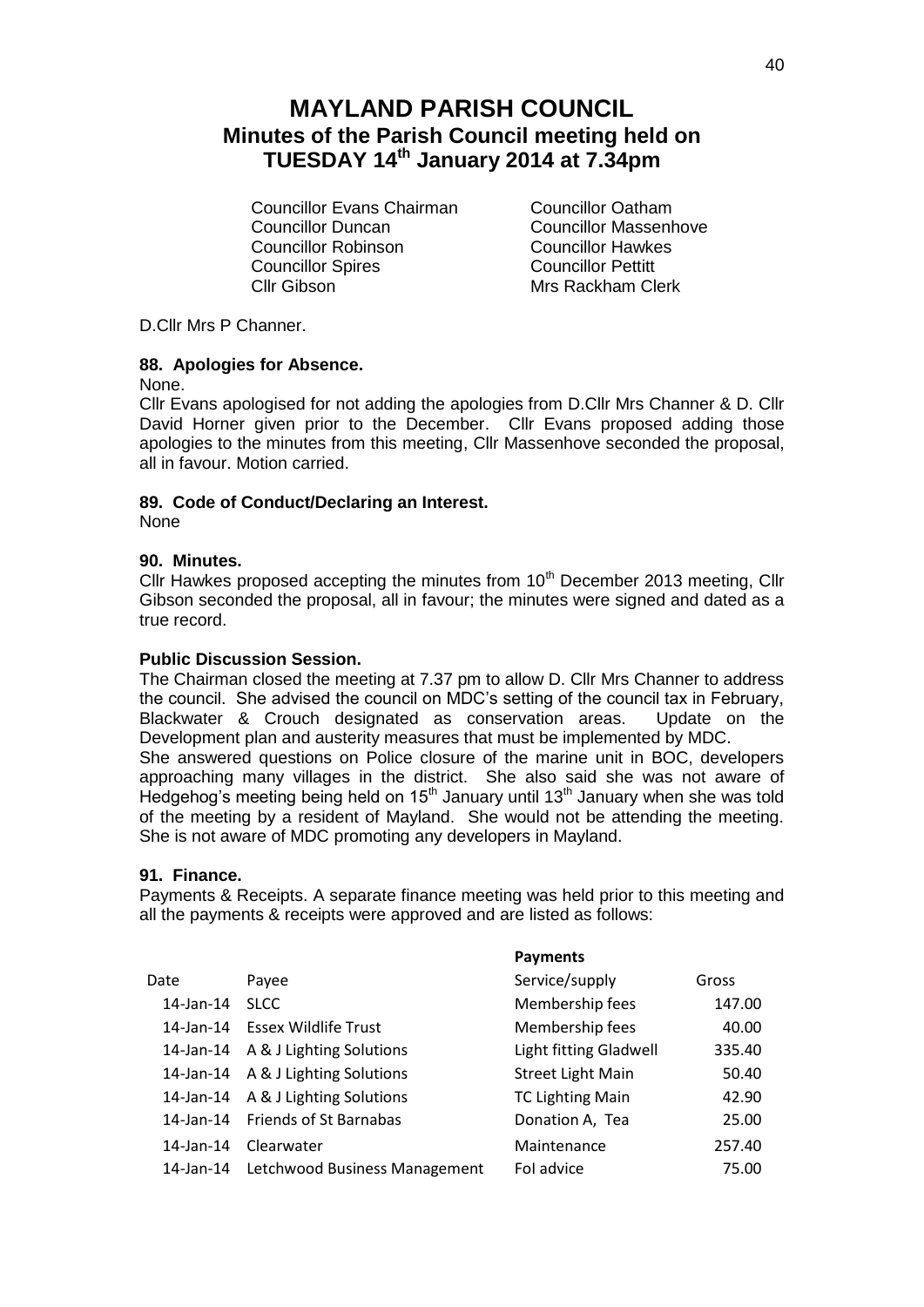# MAYLAND PARISH COUNCIL

## Minutes of the Parish Council meeting held on TUESDAY 14th January 2014 at 7.34pm

Councillor Evans Chairman
Councillor Duncan
Councillor Robinson
Councillor Spires
Cllr Gibson
Councillor Oatham
Councillor Massenhove
Councillor Hawkes
Councillor Pettitt
Mrs Rackham Clerk

D.Cllr Mrs P Channer.

### 88. Apologies for Absence.

None.

Cllr Evans apologised for not adding the apologies from D.Cllr Mrs Channer & D. Cllr David Horner given prior to the December. Cllr Evans proposed adding those apologies to the minutes from this meeting, Cllr Massenhove seconded the proposal, all in favour. Motion carried.

### 89. Code of Conduct/Declaring an Interest.

None

### 90. Minutes.

Cllr Hawkes proposed accepting the minutes from 10th December 2013 meeting, Cllr Gibson seconded the proposal, all in favour; the minutes were signed and dated as a true record.

### Public Discussion Session.

The Chairman closed the meeting at 7.37 pm to allow D. Cllr Mrs Channer to address the council. She advised the council on MDC's setting of the council tax in February, Blackwater & Crouch designated as conservation areas. Update on the Development plan and austerity measures that must be implemented by MDC.

She answered questions on Police closure of the marine unit in BOC, developers approaching many villages in the district. She also said she was not aware of Hedgehog's meeting being held on 15th January until 13th January when she was told of the meeting by a resident of Mayland. She would not be attending the meeting. She is not aware of MDC promoting any developers in Mayland.

### 91. Finance.

Payments & Receipts. A separate finance meeting was held prior to this meeting and all the payments & receipts were approved and are listed as follows:

**Payments**

| Date | Payee | Service/supply | Gross |
|---|---|---|---|
| 14-Jan-14 | SLCC | Membership fees | 147.00 |
| 14-Jan-14 | Essex Wildlife Trust | Membership fees | 40.00 |
| 14-Jan-14 | A & J Lighting Solutions | Light fitting Gladwell | 335.40 |
| 14-Jan-14 | A & J Lighting Solutions | Street Light Main | 50.40 |
| 14-Jan-14 | A & J Lighting Solutions | TC Lighting Main | 42.90 |
| 14-Jan-14 | Friends of St Barnabas | Donation A, Tea | 25.00 |
| 14-Jan-14 | Clearwater | Maintenance | 257.40 |
| 14-Jan-14 | Letchwood Business Management | FoI advice | 75.00 |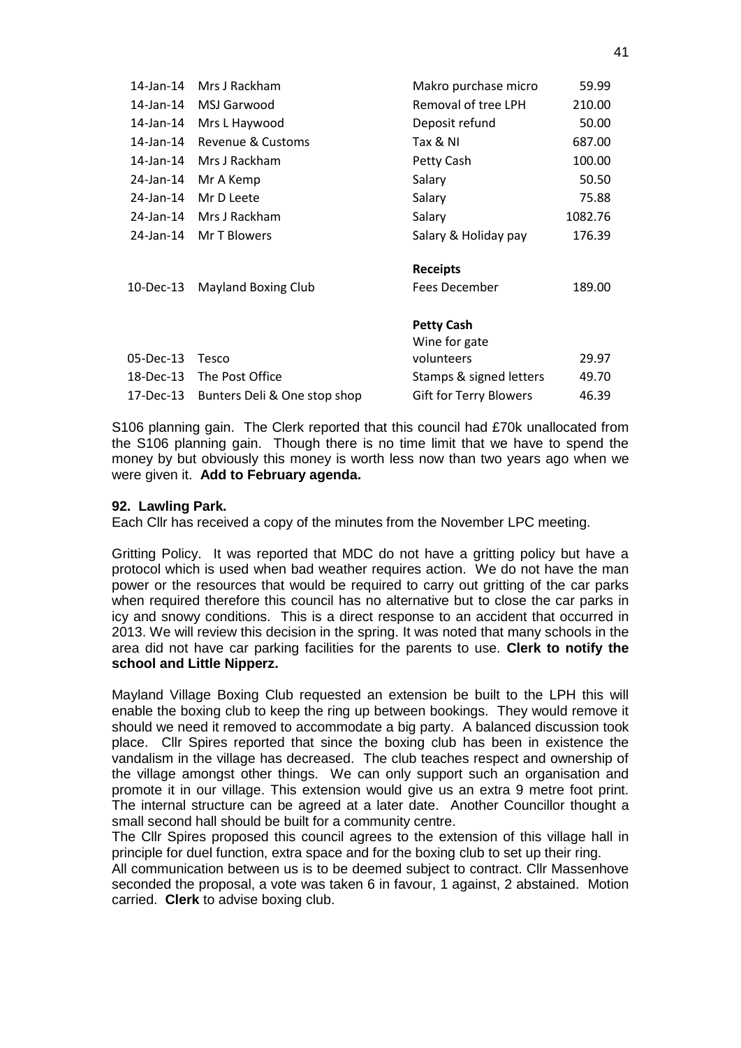| | | | |
|---|---|---|---|
| 14-Jan-14 | Mrs J Rackham | Makro purchase micro | 59.99 |
| 14-Jan-14 | MSJ Garwood | Removal of tree LPH | 210.00 |
| 14-Jan-14 | Mrs L Haywood | Deposit refund | 50.00 |
| 14-Jan-14 | Revenue & Customs | Tax & NI | 687.00 |
| 14-Jan-14 | Mrs J Rackham | Petty Cash | 100.00 |
| 24-Jan-14 | Mr A Kemp | Salary | 50.50 |
| 24-Jan-14 | Mr D Leete | Salary | 75.88 |
| 24-Jan-14 | Mrs J Rackham | Salary | 1082.76 |
| 24-Jan-14 | Mr T Blowers | Salary & Holiday pay | 176.39 |
| | | **Receipts** | |
| 10-Dec-13 | Mayland Boxing Club | Fees December | 189.00 |
| | | **Petty Cash** | |
| 05-Dec-13 | Tesco | Wine for gate volunteers | 29.97 |
| 18-Dec-13 | The Post Office | Stamps & signed letters | 49.70 |
| 17-Dec-13 | Bunters Deli & One stop shop | Gift for Terry Blowers | 46.39 |

S106 planning gain. The Clerk reported that this council had £70k unallocated from the S106 planning gain. Though there is no time limit that we have to spend the money by but obviously this money is worth less now than two years ago when we were given it. **Add to February agenda.**

**92. Lawling Park.**

Each Cllr has received a copy of the minutes from the November LPC meeting.

Gritting Policy. It was reported that MDC do not have a gritting policy but have a protocol which is used when bad weather requires action. We do not have the man power or the resources that would be required to carry out gritting of the car parks when required therefore this council has no alternative but to close the car parks in icy and snowy conditions. This is a direct response to an accident that occurred in 2013. We will review this decision in the spring. It was noted that many schools in the area did not have car parking facilities for the parents to use. **Clerk to notify the school and Little Nipperz.**

Mayland Village Boxing Club requested an extension be built to the LPH this will enable the boxing club to keep the ring up between bookings. They would remove it should we need it removed to accommodate a big party. A balanced discussion took place. Cllr Spires reported that since the boxing club has been in existence the vandalism in the village has decreased. The club teaches respect and ownership of the village amongst other things. We can only support such an organisation and promote it in our village. This extension would give us an extra 9 metre foot print. The internal structure can be agreed at a later date. Another Councillor thought a small second hall should be built for a community centre.

The Cllr Spires proposed this council agrees to the extension of this village hall in principle for duel function, extra space and for the boxing club to set up their ring.

All communication between us is to be deemed subject to contract. Cllr Massenhove seconded the proposal, a vote was taken 6 in favour, 1 against, 2 abstained. Motion carried. **Clerk** to advise boxing club.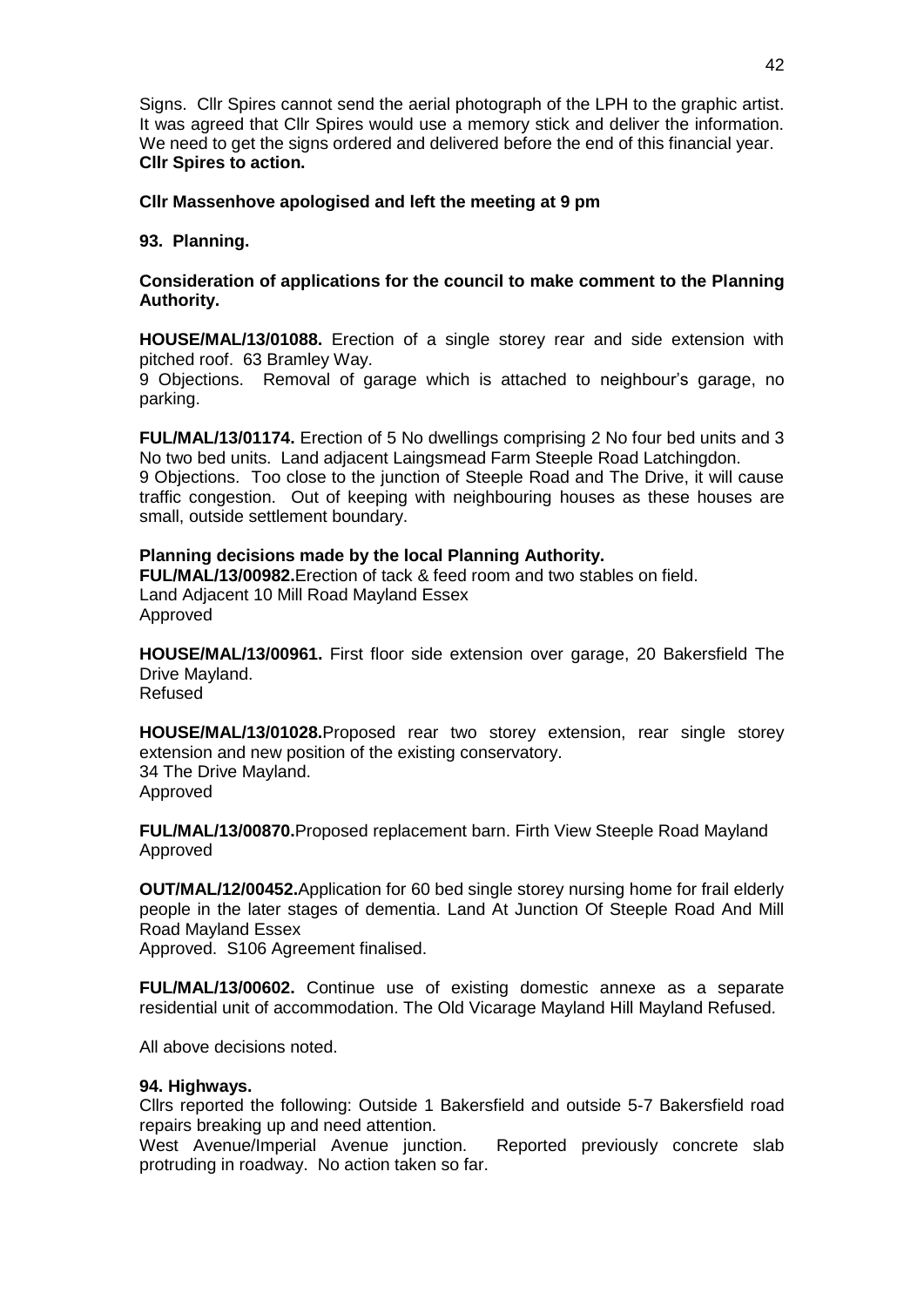Signs. Cllr Spires cannot send the aerial photograph of the LPH to the graphic artist. It was agreed that Cllr Spires would use a memory stick and deliver the information. We need to get the signs ordered and delivered before the end of this financial year. **Cllr Spires to action.**

**Cllr Massenhove apologised and left the meeting at 9 pm**

**93. Planning.**

**Consideration of applications for the council to make comment to the Planning Authority.**

**HOUSE/MAL/13/01088.** Erection of a single storey rear and side extension with pitched roof. 63 Bramley Way.
9 Objections. Removal of garage which is attached to neighbour's garage, no parking.

**FUL/MAL/13/01174.** Erection of 5 No dwellings comprising 2 No four bed units and 3 No two bed units. Land adjacent Laingsmead Farm Steeple Road Latchingdon.
9 Objections. Too close to the junction of Steeple Road and The Drive, it will cause traffic congestion. Out of keeping with neighbouring houses as these houses are small, outside settlement boundary.

**Planning decisions made by the local Planning Authority.**
**FUL/MAL/13/00982.**Erection of tack & feed room and two stables on field.
Land Adjacent 10 Mill Road Mayland Essex
Approved

**HOUSE/MAL/13/00961.** First floor side extension over garage, 20 Bakersfield The Drive Mayland.
Refused

**HOUSE/MAL/13/01028.**Proposed rear two storey extension, rear single storey extension and new position of the existing conservatory.
34 The Drive Mayland.
Approved

**FUL/MAL/13/00870.**Proposed replacement barn. Firth View Steeple Road Mayland
Approved

**OUT/MAL/12/00452.**Application for 60 bed single storey nursing home for frail elderly people in the later stages of dementia. Land At Junction Of Steeple Road And Mill Road Mayland Essex
Approved. S106 Agreement finalised.

**FUL/MAL/13/00602.** Continue use of existing domestic annexe as a separate residential unit of accommodation. The Old Vicarage Mayland Hill Mayland Refused.

All above decisions noted.

**94. Highways.**
Cllrs reported the following: Outside 1 Bakersfield and outside 5-7 Bakersfield road repairs breaking up and need attention.
West Avenue/Imperial Avenue junction. Reported previously concrete slab protruding in roadway. No action taken so far.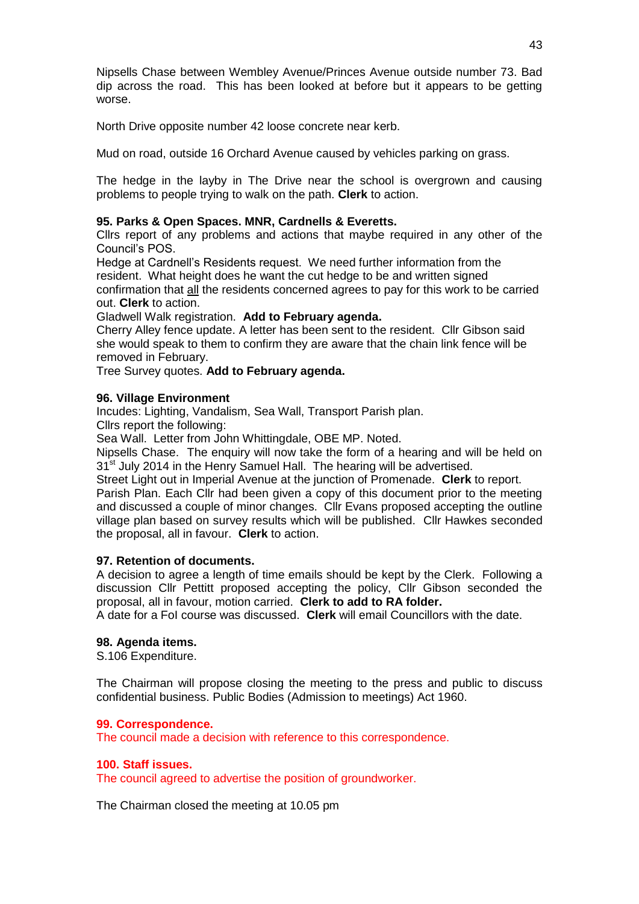Nipsells Chase between Wembley Avenue/Princes Avenue outside number 73. Bad dip across the road. This has been looked at before but it appears to be getting worse.

North Drive opposite number 42 loose concrete near kerb.

Mud on road, outside 16 Orchard Avenue caused by vehicles parking on grass.

The hedge in the layby in The Drive near the school is overgrown and causing problems to people trying to walk on the path. **Clerk** to action.

**95. Parks & Open Spaces. MNR, Cardnells & Everetts.**
Cllrs report of any problems and actions that maybe required in any other of the Council's POS.
Hedge at Cardnell's Residents request. We need further information from the resident. What height does he want the cut hedge to be and written signed confirmation that all the residents concerned agrees to pay for this work to be carried out. **Clerk** to action.
Gladwell Walk registration. **Add to February agenda.**
Cherry Alley fence update. A letter has been sent to the resident. Cllr Gibson said she would speak to them to confirm they are aware that the chain link fence will be removed in February.
Tree Survey quotes. **Add to February agenda.**

**96. Village Environment**
Incudes: Lighting, Vandalism, Sea Wall, Transport Parish plan.
Cllrs report the following:
Sea Wall. Letter from John Whittingdale, OBE MP. Noted.
Nipsells Chase. The enquiry will now take the form of a hearing and will be held on 31st July 2014 in the Henry Samuel Hall. The hearing will be advertised.
Street Light out in Imperial Avenue at the junction of Promenade. **Clerk** to report.
Parish Plan. Each Cllr had been given a copy of this document prior to the meeting and discussed a couple of minor changes. Cllr Evans proposed accepting the outline village plan based on survey results which will be published. Cllr Hawkes seconded the proposal, all in favour. **Clerk** to action.

**97. Retention of documents.**
A decision to agree a length of time emails should be kept by the Clerk. Following a discussion Cllr Pettitt proposed accepting the policy, Cllr Gibson seconded the proposal, all in favour, motion carried. **Clerk to add to RA folder.**
A date for a FoI course was discussed. **Clerk** will email Councillors with the date.

**98. Agenda items.**
S.106 Expenditure.

The Chairman will propose closing the meeting to the press and public to discuss confidential business. Public Bodies (Admission to meetings) Act 1960.

**99. Correspondence.**
The council made a decision with reference to this correspondence.

**100. Staff issues.**
The council agreed to advertise the position of groundworker.

The Chairman closed the meeting at 10.05 pm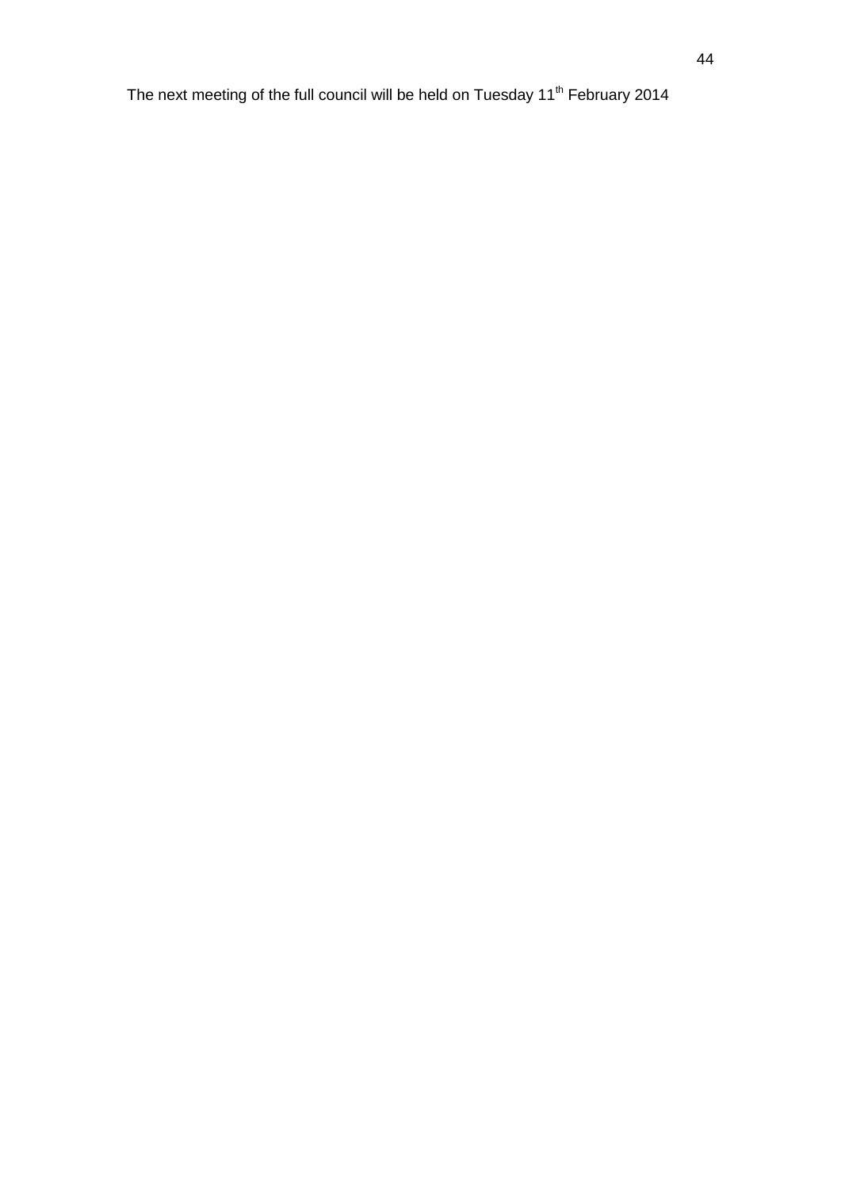The next meeting of the full council will be held on Tuesday 11th February 2014